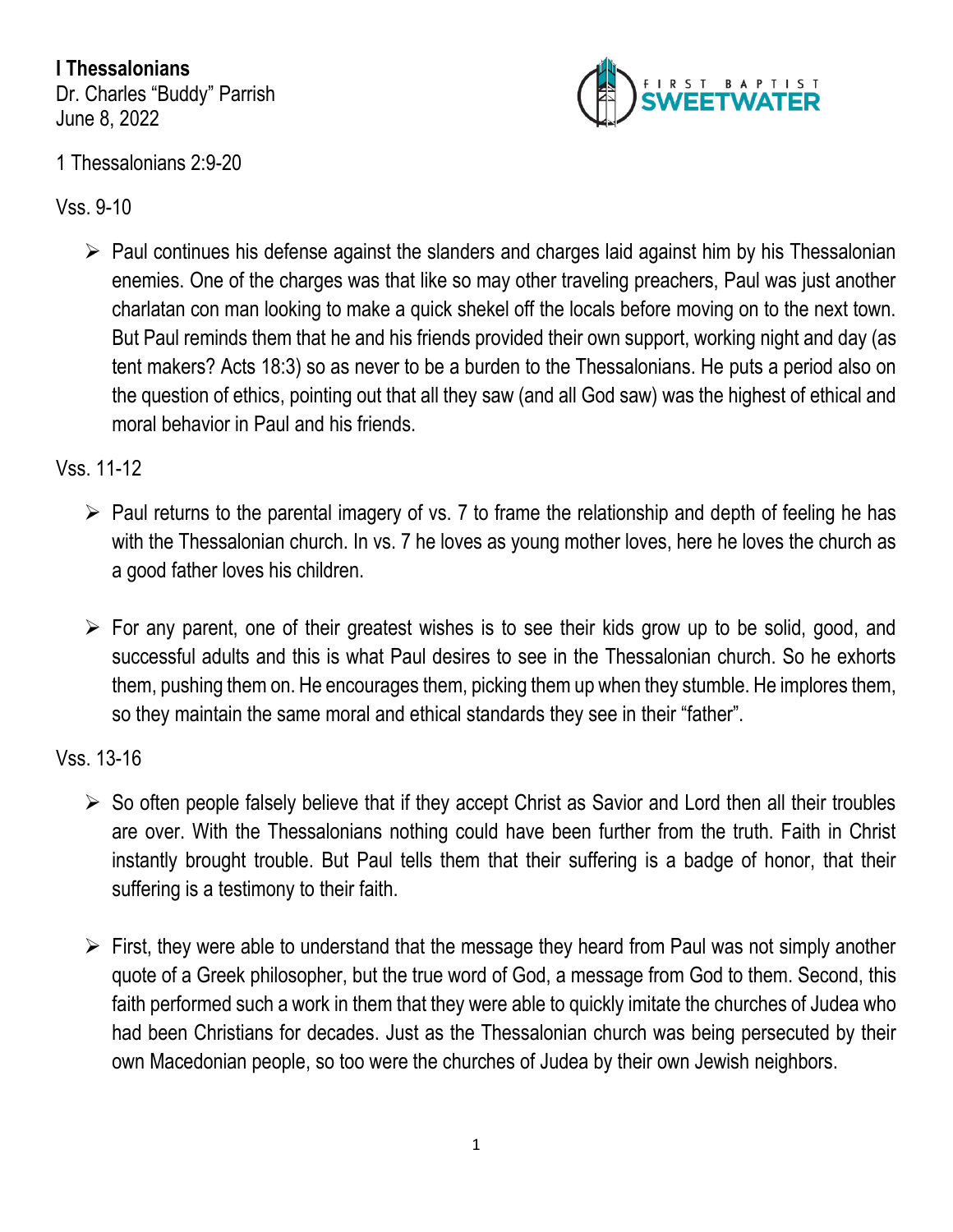**I Thessalonians**
Dr. Charles "Buddy" Parrish
June 8, 2022

1 Thessalonians 2:9-20

Vss. 9-10

- Paul continues his defense against the slanders and charges laid against him by his Thessalonian enemies. One of the charges was that like so may other traveling preachers, Paul was just another charlatan con man looking to make a quick shekel off the locals before moving on to the next town. But Paul reminds them that he and his friends provided their own support, working night and day (as tent makers? Acts 18:3) so as never to be a burden to the Thessalonians. He puts a period also on the question of ethics, pointing out that all they saw (and all God saw) was the highest of ethical and moral behavior in Paul and his friends.

Vss. 11-12

- Paul returns to the parental imagery of vs. 7 to frame the relationship and depth of feeling he has with the Thessalonian church. In vs. 7 he loves as young mother loves, here he loves the church as a good father loves his children.

- For any parent, one of their greatest wishes is to see their kids grow up to be solid, good, and successful adults and this is what Paul desires to see in the Thessalonian church. So he exhorts them, pushing them on. He encourages them, picking them up when they stumble. He implores them, so they maintain the same moral and ethical standards they see in their "father".

Vss. 13-16

- So often people falsely believe that if they accept Christ as Savior and Lord then all their troubles are over. With the Thessalonians nothing could have been further from the truth. Faith in Christ instantly brought trouble. But Paul tells them that their suffering is a badge of honor, that their suffering is a testimony to their faith.

- First, they were able to understand that the message they heard from Paul was not simply another quote of a Greek philosopher, but the true word of God, a message from God to them. Second, this faith performed such a work in them that they were able to quickly imitate the churches of Judea who had been Christians for decades. Just as the Thessalonian church was being persecuted by their own Macedonian people, so too were the churches of Judea by their own Jewish neighbors.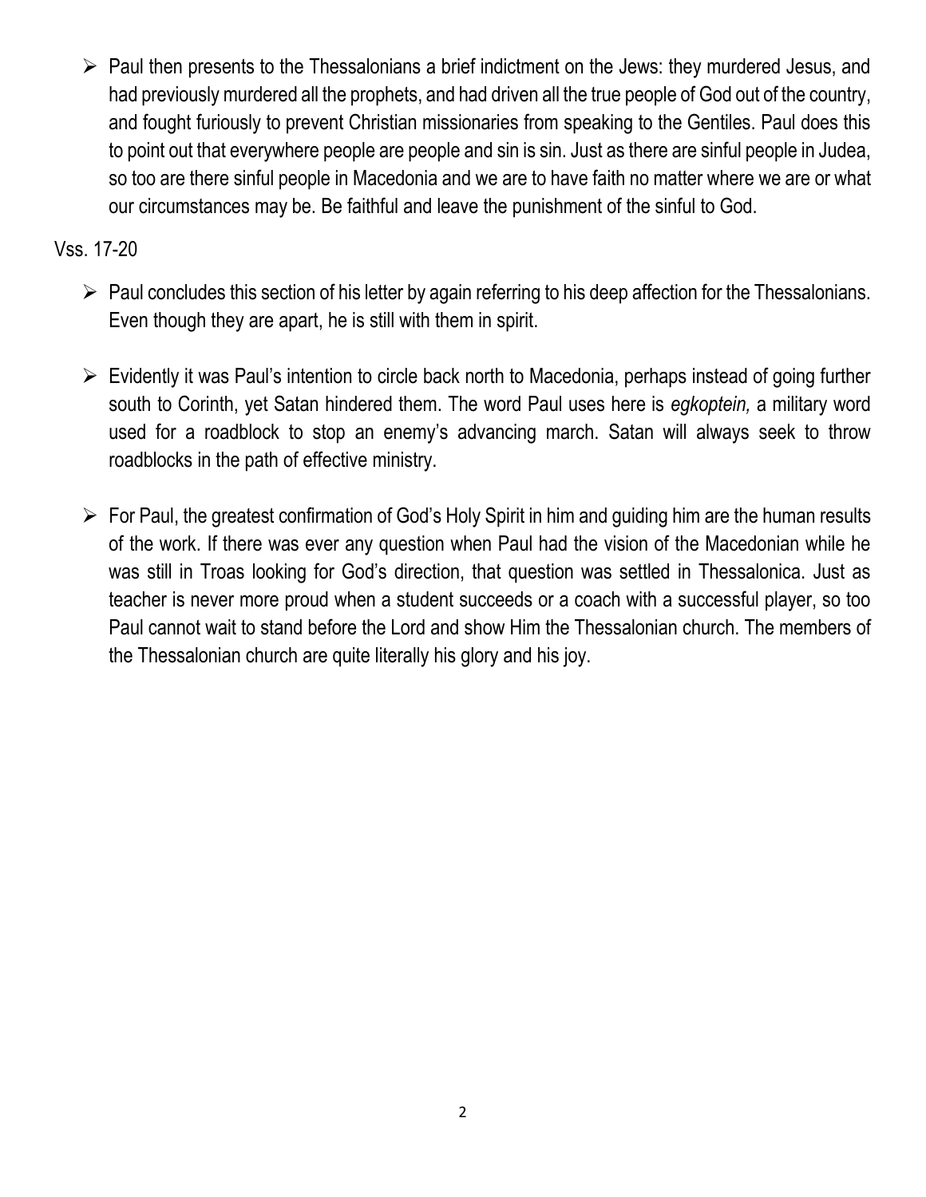- Paul then presents to the Thessalonians a brief indictment on the Jews: they murdered Jesus, and had previously murdered all the prophets, and had driven all the true people of God out of the country, and fought furiously to prevent Christian missionaries from speaking to the Gentiles. Paul does this to point out that everywhere people are people and sin is sin. Just as there are sinful people in Judea, so too are there sinful people in Macedonia and we are to have faith no matter where we are or what our circumstances may be. Be faithful and leave the punishment of the sinful to God.

Vss. 17-20

- Paul concludes this section of his letter by again referring to his deep affection for the Thessalonians. Even though they are apart, he is still with them in spirit.

- Evidently it was Paul's intention to circle back north to Macedonia, perhaps instead of going further south to Corinth, yet Satan hindered them. The word Paul uses here is *egkoptein,* a military word used for a roadblock to stop an enemy's advancing march. Satan will always seek to throw roadblocks in the path of effective ministry.

- For Paul, the greatest confirmation of God's Holy Spirit in him and guiding him are the human results of the work. If there was ever any question when Paul had the vision of the Macedonian while he was still in Troas looking for God's direction, that question was settled in Thessalonica. Just as teacher is never more proud when a student succeeds or a coach with a successful player, so too Paul cannot wait to stand before the Lord and show Him the Thessalonian church. The members of the Thessalonian church are quite literally his glory and his joy.